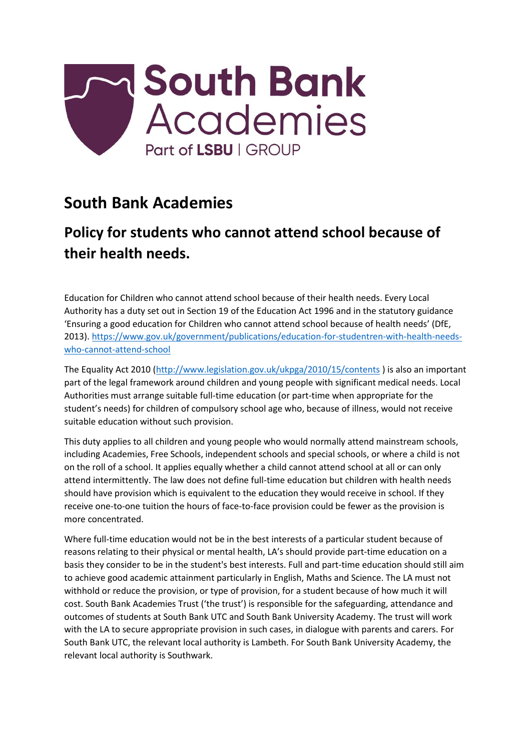# South Bank Academies

## Policy for students who cannot attend school because of their health needs.

Education for Children who cannot attend school because of their health needs. Every Local Authority has a duty set out in Section 19 of the Education Act 1996 and in the statutory guidance 'Ensuring a good education for Children who cannot attend school because of health needs' (DfE, 2013). https://www.gov.uk/government/publications/education-for-studentren-with-health-needs-who-cannot-attend-school

The Equality Act 2010 (http://www.legislation.gov.uk/ukpga/2010/15/contents ) is also an important part of the legal framework around children and young people with significant medical needs. Local Authorities must arrange suitable full-time education (or part-time when appropriate for the student's needs) for children of compulsory school age who, because of illness, would not receive suitable education without such provision.

This duty applies to all children and young people who would normally attend mainstream schools, including Academies, Free Schools, independent schools and special schools, or where a child is not on the roll of a school. It applies equally whether a child cannot attend school at all or can only attend intermittently. The law does not define full-time education but children with health needs should have provision which is equivalent to the education they would receive in school. If they receive one-to-one tuition the hours of face-to-face provision could be fewer as the provision is more concentrated.

Where full-time education would not be in the best interests of a particular student because of reasons relating to their physical or mental health, LA's should provide part-time education on a basis they consider to be in the student's best interests. Full and part-time education should still aim to achieve good academic attainment particularly in English, Maths and Science. The LA must not withhold or reduce the provision, or type of provision, for a student because of how much it will cost. South Bank Academies Trust ('the trust') is responsible for the safeguarding, attendance and outcomes of students at South Bank UTC and South Bank University Academy. The trust will work with the LA to secure appropriate provision in such cases, in dialogue with parents and carers. For South Bank UTC, the relevant local authority is Lambeth. For South Bank University Academy, the relevant local authority is Southwark.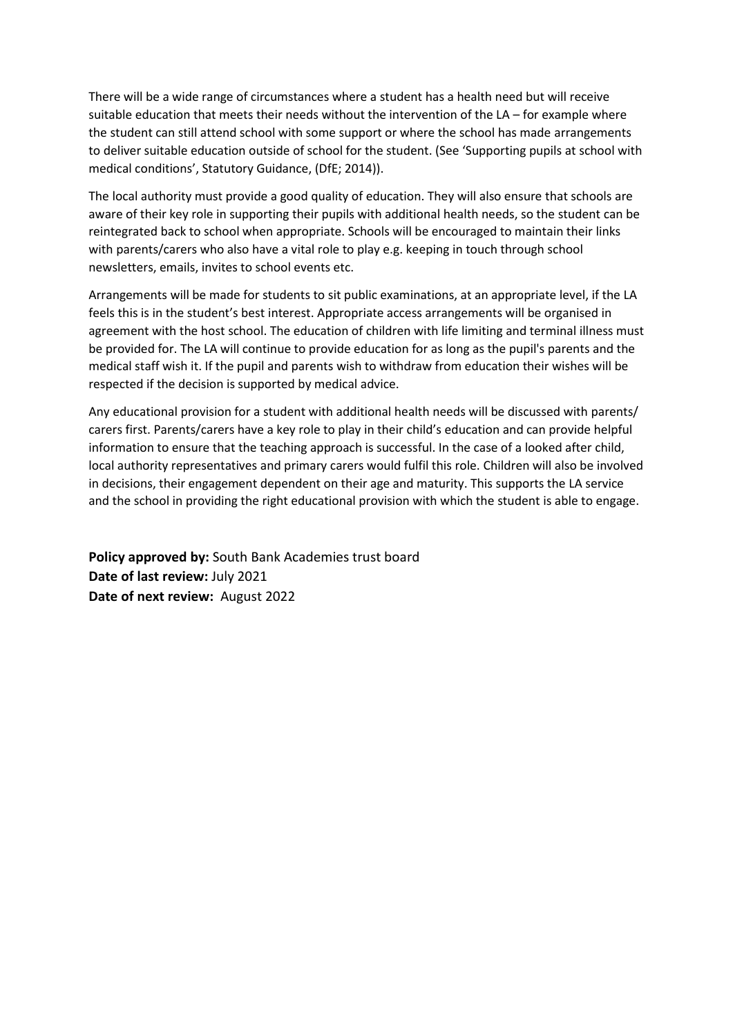There will be a wide range of circumstances where a student has a health need but will receive suitable education that meets their needs without the intervention of the LA – for example where the student can still attend school with some support or where the school has made arrangements to deliver suitable education outside of school for the student. (See 'Supporting pupils at school with medical conditions', Statutory Guidance, (DfE; 2014)).

The local authority must provide a good quality of education. They will also ensure that schools are aware of their key role in supporting their pupils with additional health needs, so the student can be reintegrated back to school when appropriate. Schools will be encouraged to maintain their links with parents/carers who also have a vital role to play e.g. keeping in touch through school newsletters, emails, invites to school events etc.

Arrangements will be made for students to sit public examinations, at an appropriate level, if the LA feels this is in the student's best interest. Appropriate access arrangements will be organised in agreement with the host school. The education of children with life limiting and terminal illness must be provided for. The LA will continue to provide education for as long as the pupil's parents and the medical staff wish it. If the pupil and parents wish to withdraw from education their wishes will be respected if the decision is supported by medical advice.

Any educational provision for a student with additional health needs will be discussed with parents/ carers first. Parents/carers have a key role to play in their child's education and can provide helpful information to ensure that the teaching approach is successful. In the case of a looked after child, local authority representatives and primary carers would fulfil this role. Children will also be involved in decisions, their engagement dependent on their age and maturity. This supports the LA service and the school in providing the right educational provision with which the student is able to engage.

**Policy approved by:** South Bank Academies trust board
**Date of last review:** July 2021
**Date of next review:** August 2022